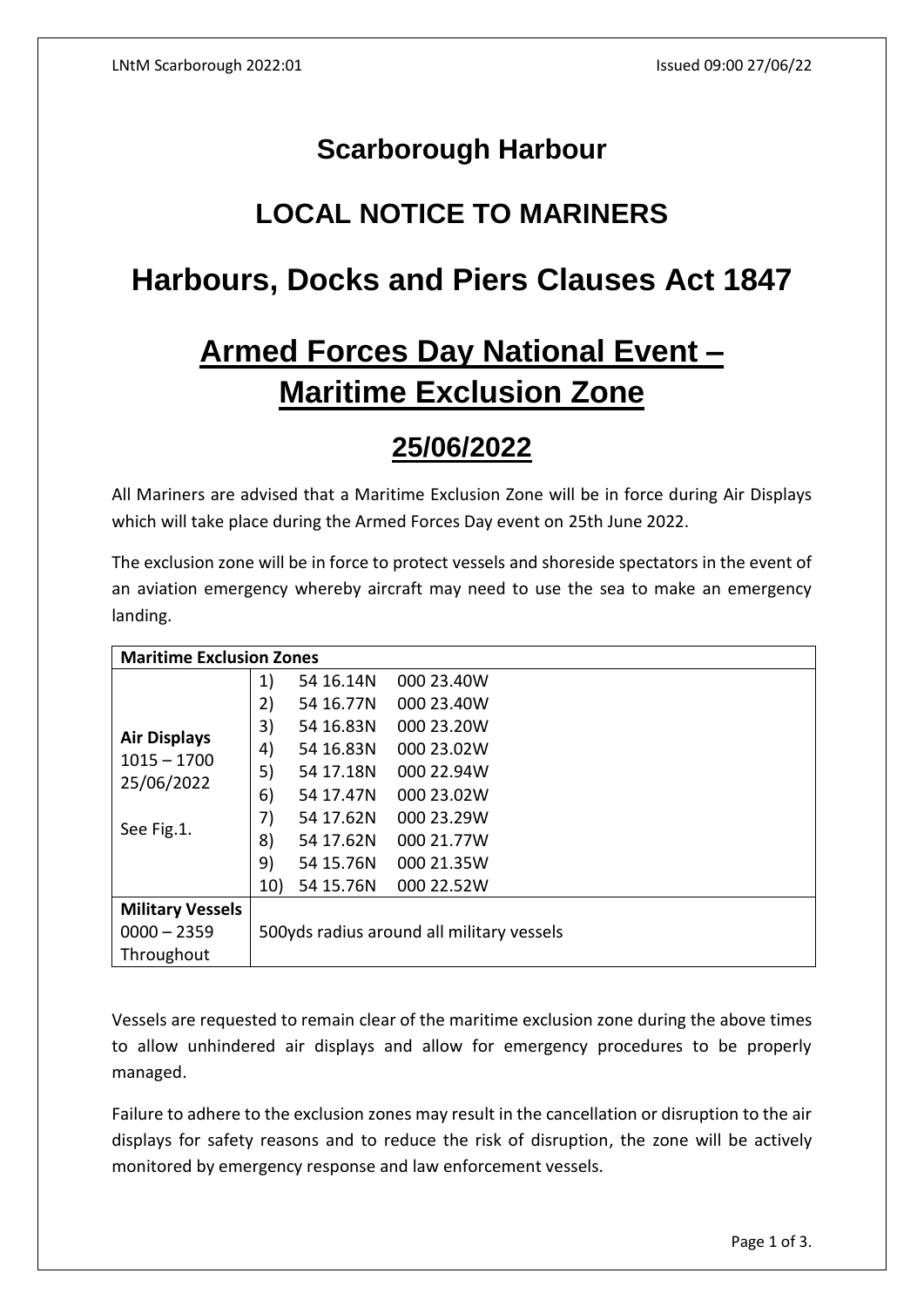# Scarborough Harbour

## LOCAL NOTICE TO MARINERS

## Harbours, Docks and Piers Clauses Act 1847

## Armed Forces Day National Event – Maritime Exclusion Zone

## 25/06/2022

All Mariners are advised that a Maritime Exclusion Zone will be in force during Air Displays which will take place during the Armed Forces Day event on 25th June 2022.

The exclusion zone will be in force to protect vessels and shoreside spectators in the event of an aviation emergency whereby aircraft may need to use the sea to make an emergency landing.

| **Maritime Exclusion Zones** | | | |
|---|---|---|---|
| **Air Displays** 1015 – 1700 25/06/2022 See Fig.1. | 1) | 54 16.14N | 000 23.40W |
| | 2) | 54 16.77N | 000 23.40W |
| | 3) | 54 16.83N | 000 23.20W |
| | 4) | 54 16.83N | 000 23.02W |
| | 5) | 54 17.18N | 000 22.94W |
| | 6) | 54 17.47N | 000 23.02W |
| | 7) | 54 17.62N | 000 23.29W |
| | 8) | 54 17.62N | 000 21.77W |
| | 9) | 54 15.76N | 000 21.35W |
| | 10) | 54 15.76N | 000 22.52W |
| **Military Vessels** 0000 – 2359 Throughout | 500yds radius around all military vessels | | |

Vessels are requested to remain clear of the maritime exclusion zone during the above times to allow unhindered air displays and allow for emergency procedures to be properly managed.

Failure to adhere to the exclusion zones may result in the cancellation or disruption to the air displays for safety reasons and to reduce the risk of disruption, the zone will be actively monitored by emergency response and law enforcement vessels.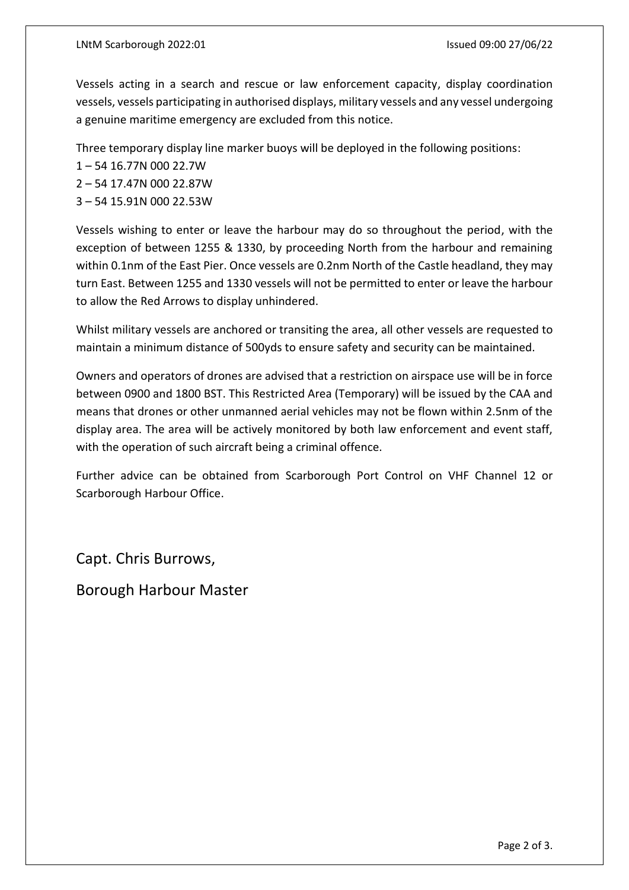Vessels acting in a search and rescue or law enforcement capacity, display coordination vessels, vessels participating in authorised displays, military vessels and any vessel undergoing a genuine maritime emergency are excluded from this notice.

Three temporary display line marker buoys will be deployed in the following positions:

1 – 54 16.77N 000 22.7W
2 – 54 17.47N 000 22.87W
3 – 54 15.91N 000 22.53W

Vessels wishing to enter or leave the harbour may do so throughout the period, with the exception of between 1255 & 1330, by proceeding North from the harbour and remaining within 0.1nm of the East Pier. Once vessels are 0.2nm North of the Castle headland, they may turn East. Between 1255 and 1330 vessels will not be permitted to enter or leave the harbour to allow the Red Arrows to display unhindered.

Whilst military vessels are anchored or transiting the area, all other vessels are requested to maintain a minimum distance of 500yds to ensure safety and security can be maintained.

Owners and operators of drones are advised that a restriction on airspace use will be in force between 0900 and 1800 BST. This Restricted Area (Temporary) will be issued by the CAA and means that drones or other unmanned aerial vehicles may not be flown within 2.5nm of the display area. The area will be actively monitored by both law enforcement and event staff, with the operation of such aircraft being a criminal offence.

Further advice can be obtained from Scarborough Port Control on VHF Channel 12 or Scarborough Harbour Office.

Capt. Chris Burrows,

Borough Harbour Master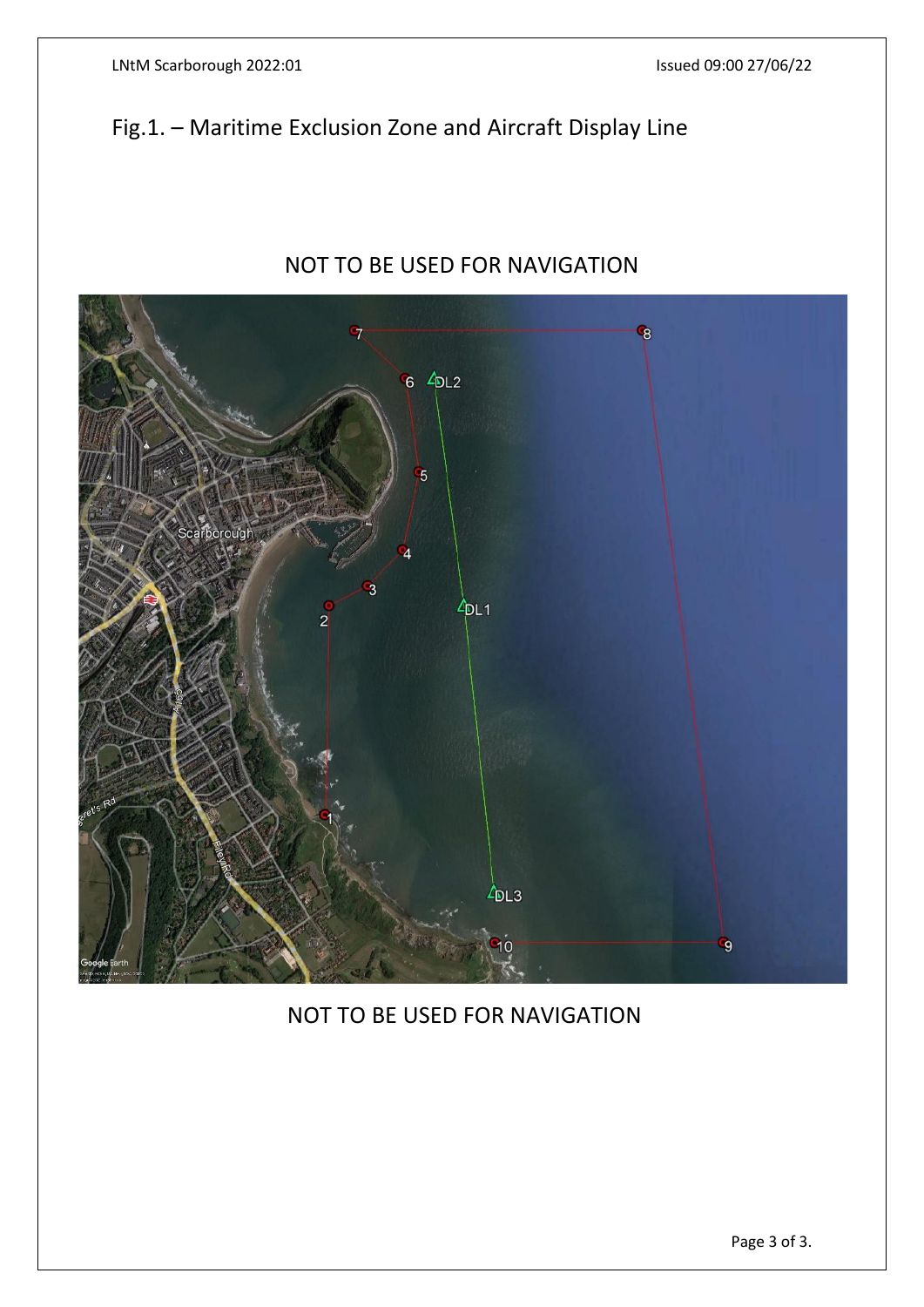# Fig.1. – Maritime Exclusion Zone and Aircraft Display Line

NOT TO BE USED FOR NAVIGATION

7
8
6
DL2
5
Scarborough
4
3
DL1
2
1
DL3
10
9
Google Earth

NOT TO BE USED FOR NAVIGATION